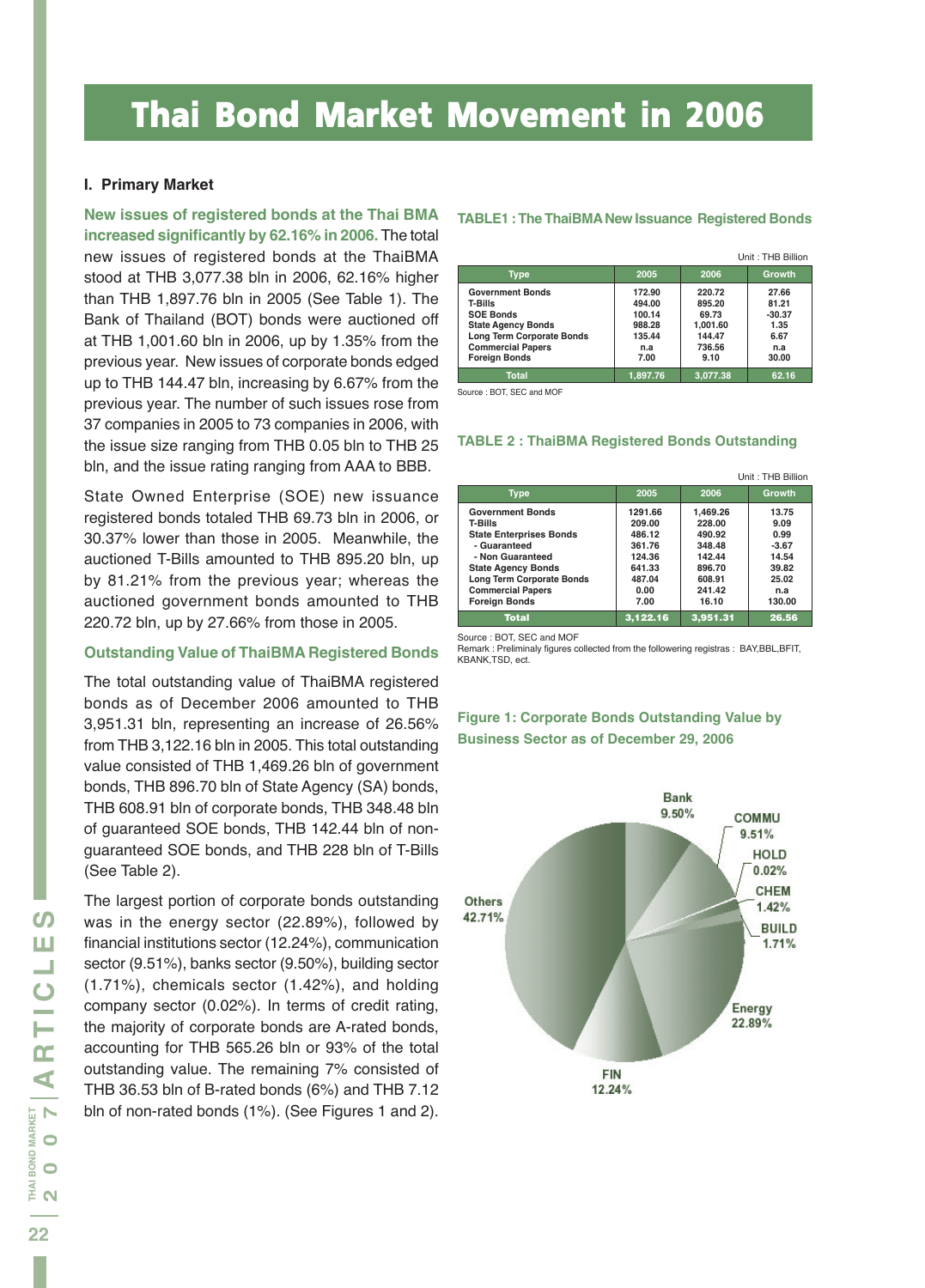# Thai Bond Market Movement in 2006

## I. Primary Market

**New issues of registered bonds at the Thai BMA increased significantly by 62.16% in 2006.** The total new issues of registered bonds at the ThaiBMA stood at THB 3,077.38 bln in 2006, 62.16% higher than THB 1,897.76 bln in 2005 (See Table 1). The Bank of Thailand (BOT) bonds were auctioned off at THB 1,001.60 bln in 2006, up by 1.35% from the previous year. New issues of corporate bonds edged up to THB 144.47 bln, increasing by 6.67% from the previous year. The number of such issues rose from 37 companies in 2005 to 73 companies in 2006, with the issue size ranging from THB 0.05 bln to THB 25 bln, and the issue rating ranging from AAA to BBB.

State Owned Enterprise (SOE) new issuance registered bonds totaled THB 69.73 bln in 2006, or 30.37% lower than those in 2005. Meanwhile, the auctioned T-Bills amounted to THB 895.20 bln, up by 81.21% from the previous year; whereas the auctioned government bonds amounted to THB 220.72 bln, up by 27.66% from those in 2005.

### Outstanding Value of ThaiBMA Registered Bonds

The total outstanding value of ThaiBMA registered bonds as of December 2006 amounted to THB 3,951.31 bln, representing an increase of 26.56% from THB 3,122.16 bln in 2005. This total outstanding value consisted of THB 1,469.26 bln of government bonds, THB 896.70 bln of State Agency (SA) bonds, THB 608.91 bln of corporate bonds, THB 348.48 bln of guaranteed SOE bonds, THB 142.44 bln of non-guaranteed SOE bonds, and THB 228 bln of T-Bills (See Table 2).

The largest portion of corporate bonds outstanding was in the energy sector (22.89%), followed by financial institutions sector (12.24%), communication sector (9.51%), banks sector (9.50%), building sector (1.71%), chemicals sector (1.42%), and holding company sector (0.02%). In terms of credit rating, the majority of corporate bonds are A-rated bonds, accounting for THB 565.26 bln or 93% of the total outstanding value. The remaining 7% consisted of THB 36.53 bln of B-rated bonds (6%) and THB 7.12 bln of non-rated bonds (1%). (See Figures 1 and 2).

**TABLE1 : The ThaiBMA New Issuance Registered Bonds**

Unit : THB Billion

| Type | 2005 | 2006 | Growth |
|---|---|---|---|
| Government Bonds | 172.90 | 220.72 | 27.66 |
| T-Bills | 494.00 | 895.20 | 81.21 |
| SOE Bonds | 100.14 | 69.73 | -30.37 |
| State Agency Bonds | 988.28 | 1,001.60 | 1.35 |
| Long Term Corporate Bonds | 135.44 | 144.47 | 6.67 |
| Commercial Papers | n.a | 736.56 | n.a |
| Foreign Bonds | 7.00 | 9.10 | 30.00 |
| **Total** | **1,897.76** | **3,077.38** | **62.16** |

Source : BOT, SEC and MOF

**TABLE 2 : ThaiBMA Registered Bonds Outstanding**

Unit : THB Billion

| Type | 2005 | 2006 | Growth |
|---|---|---|---|
| Government Bonds | 1291.66 | 1,469.26 | 13.75 |
| T-Bills | 209.00 | 228.00 | 9.09 |
| State Enterprises Bonds | 486.12 | 490.92 | 0.99 |
| - Guaranteed | 361.76 | 348.48 | -3.67 |
| - Non Guaranteed | 124.36 | 142.44 | 14.54 |
| State Agency Bonds | 641.33 | 896.70 | 39.82 |
| Long Term Corporate Bonds | 487.04 | 608.91 | 25.02 |
| Commercial Papers | 0.00 | 241.42 | n.a |
| Foreign Bonds | 7.00 | 16.10 | 130.00 |
| **Total** | **3,122.16** | **3,951.31** | **26.56** |

Source : BOT, SEC and MOF

Remark : Preliminay figures collected from the followering registras : BAY,BBL,BFIT, KBANK,TSD, ect.

**Figure 1: Corporate Bonds Outstanding Value by Business Sector as of December 29, 2006**

| Sector | Share |
|---|---|
| Bank | 9.50% |
| COMMU | 9.51% |
| HOLD | 0.02% |
| CHEM | 1.42% |
| BUILD | 1.71% |
| Energy | 22.89% |
| FIN | 12.24% |
| Others | 42.71% |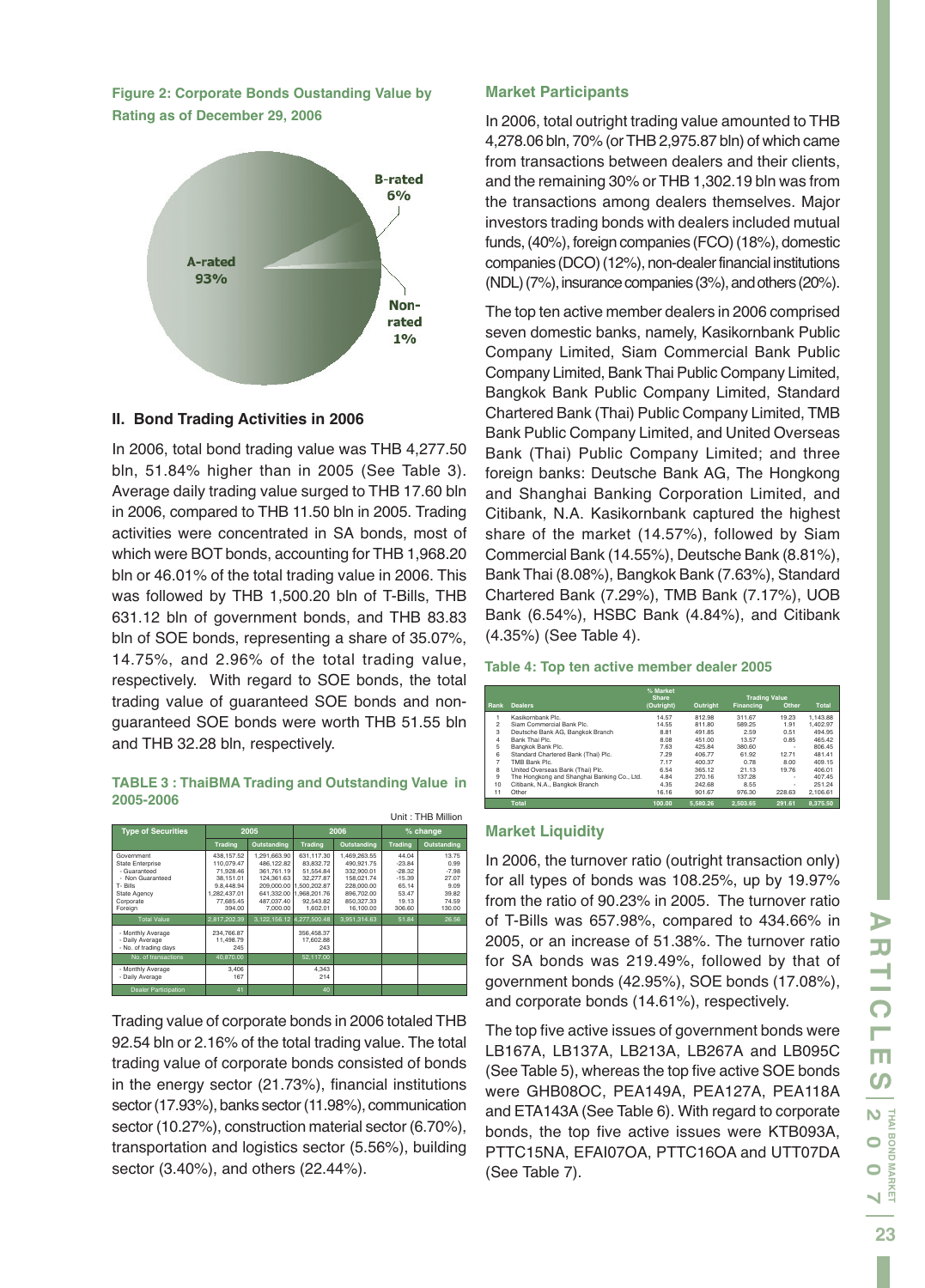**Figure 2: Corporate Bonds Oustanding Value by Rating as of December 29, 2006**

B-rated 6%

A-rated 93%

Non-rated 1%

## II. Bond Trading Activities in 2006

In 2006, total bond trading value was THB 4,277.50 bln, 51.84% higher than in 2005 (See Table 3). Average daily trading value surged to THB 17.60 bln in 2006, compared to THB 11.50 bln in 2005. Trading activities were concentrated in SA bonds, most of which were BOT bonds, accounting for THB 1,968.20 bln or 46.01% of the total trading value in 2006. This was followed by THB 1,500.20 bln of T-Bills, THB 631.12 bln of government bonds, and THB 83.83 bln of SOE bonds, representing a share of 35.07%, 14.75%, and 2.96% of the total trading value, respectively. With regard to SOE bonds, the total trading value of guaranteed SOE bonds and non-guaranteed SOE bonds were worth THB 51.55 bln and THB 32.28 bln, respectively.

**TABLE 3 : ThaiBMA Trading and Outstanding Value in 2005-2006**

Unit : THB Million

| Type of Securities | 2005 | | 2006 | | % change | |
|---|---|---|---|---|---|---|
| | Trading | Outstanding | Trading | Outstanding | Trading | Outstanding |
| Government | 438,157.52 | 1,291,663.90 | 631,117.30 | 1,469,263.55 | 44.04 | 13.75 |
| State Enterprise | 110,079.47 | 486,122.82 | 83,832.72 | 490,921.75 | -23.84 | 0.99 |
| - Guaranteed | 71,928.46 | 361,761.19 | 51,554.84 | 332,900.01 | -28.32 | -7.98 |
| - Non Guaranteed | 38,151.01 | 124,361.63 | 32,277.87 | 158,021.74 | -15.39 | 27.07 |
| T- Bills | 9,8,448.94 | 209,000.00 | 1,500,202.87 | 228,000.00 | 65.14 | 9.09 |
| State Agency | 1,282,437.01 | 641,332.00 | 1,968,201.76 | 896,702.00 | 53.47 | 39.82 |
| Corporate | 77,685.45 | 487,037.40 | 92,543.82 | 850,327.33 | 19.13 | 74.59 |
| Foreign | 394.00 | 7,000.00 | 1,602.01 | 16,100.00 | 306.60 | 130.00 |
| Total Value | 2,817,202.39 | 3,122,156.12 | 4,277,500.48 | 3,951,314.63 | 51.84 | 26.56 |
| - Monthly Average | 234,766.87 | | 356,458.37 | | | |
| - Daily Average | 11,498.79 | | 17,602.88 | | | |
| - No. of trading days | 245 | | 243 | | | |
| No. of transactions | 40,870.00 | | 52,117.00 | | | |
| - Monthly Average | 3,406 | | 4,343 | | | |
| - Daily Average | 167 | | 214 | | | |
| Dealer Participation | 41 | | 40 | | | |

Trading value of corporate bonds in 2006 totaled THB 92.54 bln or 2.16% of the total trading value. The total trading value of corporate bonds consisted of bonds in the energy sector (21.73%), financial institutions sector (17.93%), banks sector (11.98%), communication sector (10.27%), construction material sector (6.70%), transportation and logistics sector (5.56%), building sector (3.40%), and others (22.44%).

## Market Participants

In 2006, total outright trading value amounted to THB 4,278.06 bln, 70% (or THB 2,975.87 bln) of which came from transactions between dealers and their clients, and the remaining 30% or THB 1,302.19 bln was from the transactions among dealers themselves. Major investors trading bonds with dealers included mutual funds, (40%), foreign companies (FCO) (18%), domestic companies (DCO) (12%), non-dealer financial institutions (NDL) (7%), insurance companies (3%), and others (20%).

The top ten active member dealers in 2006 comprised seven domestic banks, namely, Kasikornbank Public Company Limited, Siam Commercial Bank Public Company Limited, Bank Thai Public Company Limited, Bangkok Bank Public Company Limited, Standard Chartered Bank (Thai) Public Company Limited, TMB Bank Public Company Limited, and United Overseas Bank (Thai) Public Company Limited; and three foreign banks: Deutsche Bank AG, The Hongkong and Shanghai Banking Corporation Limited, and Citibank, N.A. Kasikornbank captured the highest share of the market (14.57%), followed by Siam Commercial Bank (14.55%), Deutsche Bank (8.81%), Bank Thai (8.08%), Bangkok Bank (7.63%), Standard Chartered Bank (7.29%), TMB Bank (7.17%), UOB Bank (6.54%), HSBC Bank (4.84%), and Citibank (4.35%) (See Table 4).

**Table 4: Top ten active member dealer 2005**

| Rank | Dealers | % Market Share (Outright) | Trading Value | | | |
|---|---|---|---|---|---|---|
| | | | Outright | Financing | Other | Total |
| 1 | Kasikornbank Plc. | 14.57 | 812.98 | 311.67 | 19.23 | 1,143.88 |
| 2 | Siam Commercial Bank Plc. | 14.55 | 811.80 | 589.25 | 1.91 | 1,402.97 |
| 3 | Deutsche Bank AG, Bangkok Branch | 8.81 | 491.85 | 2.59 | 0.51 | 494.95 |
| 4 | Bank Thai Plc. | 8.08 | 451.00 | 13.57 | 0.85 | 465.42 |
| 5 | Bangkok Bank Plc. | 7.63 | 425.84 | 380.60 | - | 806.45 |
| 6 | Standard Chartered Bank (Thai) Plc. | 7.29 | 406.77 | 61.92 | 12.71 | 481.41 |
| 7 | TMB Bank Plc. | 7.17 | 400.37 | 0.78 | 8.00 | 409.15 |
| 8 | United Overseas Bank (Thai) Plc. | 6.54 | 365.12 | 21.13 | 19.76 | 406.01 |
| 9 | The Hongkong and Shanghai Banking Co., Ltd. | 4.84 | 270.16 | 137.28 | - | 407.45 |
| 10 | Citibank, N.A., Bangkok Branch | 4.35 | 242.68 | 8.55 | - | 251.24 |
| 11 | Other | 16.16 | 901.67 | 976.30 | 228.63 | 2,106.61 |
| | Total | 100.00 | 5,580.26 | 2,503.65 | 291.61 | 8,375.50 |

## Market Liquidity

In 2006, the turnover ratio (outright transaction only) for all types of bonds was 108.25%, up by 19.97% from the ratio of 90.23% in 2005. The turnover ratio of T-Bills was 657.98%, compared to 434.66% in 2005, or an increase of 51.38%. The turnover ratio for SA bonds was 219.49%, followed by that of government bonds (42.95%), SOE bonds (17.08%), and corporate bonds (14.61%), respectively.

The top five active issues of government bonds were LB167A, LB137A, LB213A, LB267A and LB095C (See Table 5), whereas the top five active SOE bonds were GHB08OC, PEA149A, PEA127A, PEA118A and ETA143A (See Table 6). With regard to corporate bonds, the top five active issues were KTB093A, PTTC15NA, EFAI07OA, PTTC16OA and UTT07DA (See Table 7).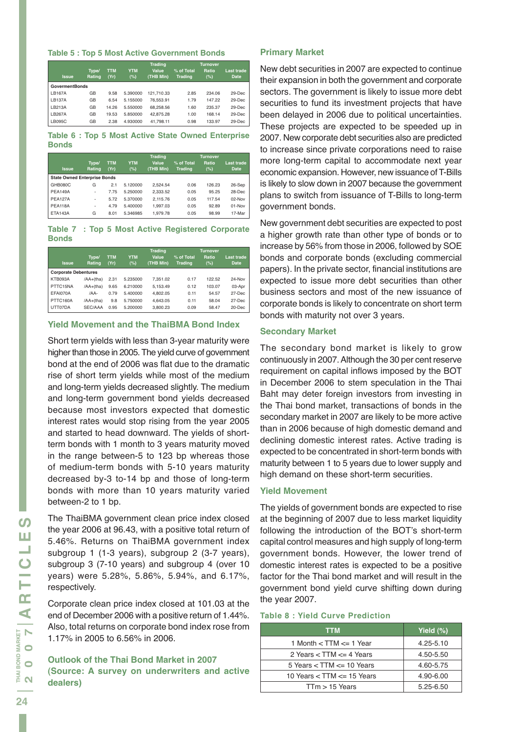### Table 5 : Top 5 Most Active Government Bonds

| Issue | Type/ Rating | TTM (Yr) | YTM (%) | Trading Value (THB Mln) | % of Total Trading | Turnover Ratio (%) | Last trade Date |
|---|---|---|---|---|---|---|---|
| **GovermentBonds** | | | | | | | |
| LB167A | GB | 9.58 | 5.390000 | 121,710.33 | 2.85 | 234.06 | 29-Dec |
| LB137A | GB | 6.54 | 5.155000 | 76,553.91 | 1.79 | 147.22 | 29-Dec |
| LB213A | GB | 14.26 | 5.550000 | 68,258.56 | 1.60 | 235.37 | 29-Dec |
| LB267A | GB | 19.53 | 5.850000 | 42,875.28 | 1.00 | 168.14 | 29-Dec |
| LB095C | GB | 2.38 | 4.930000 | 41,798.11 | 0.98 | 133.97 | 29-Dec |

### Table 6 : Top 5 Most Active State Owned Enterprise Bonds

| Issue | Type/ Rating | TTM (Yr) | YTM (%) | Trading Value (THB Mln) | % of Total Trading | Turnover Ratio (%) | Last trade Date |
|---|---|---|---|---|---|---|---|
| **State Owned Enterprise Bonds** | | | | | | | |
| GHB080C | G | 2.1 | 5.120000 | 2,524.54 | 0.06 | 126.23 | 26-Sep |
| PEA149A | - | 7.75 | 5.250000 | 2,333.52 | 0.05 | 95.25 | 28-Dec |
| PEA127A | - | 5.72 | 5.370000 | 2,115.76 | 0.05 | 117.54 | 02-Nov |
| PEA118A | - | 4.79 | 5.400000 | 1,997.03 | 0.05 | 92.89 | 01-Nov |
| ETA143A | G | 8.01 | 5.346985 | 1,979.78 | 0.05 | 98.99 | 17-Mar |

### Table 7 : Top 5 Most Active Registered Corporate Bonds

| Issue | Type/ Rating | TTM (Yr) | YTM (%) | Trading Value (THB Mln) | % of Total Trading | Turnover Ratio (%) | Last trade Date |
|---|---|---|---|---|---|---|---|
| **Corporate Debentures** | | | | | | | |
| KTB093A | /AA+(tha) | 2.31 | 5.235000 | 7,351.02 | 0.17 | 122.52 | 24-Nov |
| PTTC15NA | /AA+(tha) | 9.65 | 6.210000 | 5,153.49 | 0.12 | 103.07 | 03-Apr |
| EFAI070A | /AA- | 0.79 | 5.400000 | 4,802.05 | 0.11 | 54.57 | 27-Dec |
| PTTC160A | /AA+(tha) | 9.8 | 5.750000 | 4,643.05 | 0.11 | 58.04 | 27-Dec |
| UTT07DA | SEC/AAA | 0.95 | 5.200000 | 3,800.23 | 0.09 | 58.47 | 20-Dec |

### Yield Movement and the ThaiBMA Bond Index

Short term yields with less than 3-year maturity were higher than those in 2005. The yield curve of government bond at the end of 2006 was flat due to the dramatic rise of short term yields while most of the medium and long-term yields decreased slightly. The medium and long-term government bond yields decreased because most investors expected that domestic interest rates would stop rising from the year 2005 and started to head downward. The yields of short-term bonds with 1 month to 3 years maturity moved in the range between-5 to 123 bp whereas those of medium-term bonds with 5-10 years maturity decreased by-3 to-14 bp and those of long-term bonds with more than 10 years maturity varied between-2 to 1 bp.

The ThaiBMA government clean price index closed the year 2006 at 96.43, with a positive total return of 5.46%. Returns on ThaiBMA government index subgroup 1 (1-3 years), subgroup 2 (3-7 years), subgroup 3 (7-10 years) and subgroup 4 (over 10 years) were 5.28%, 5.86%, 5.94%, and 6.17%, respectively.

Corporate clean price index closed at 101.03 at the end of December 2006 with a positive return of 1.44%. Also, total returns on corporate bond index rose from 1.17% in 2005 to 6.56% in 2006.

### Outlook of the Thai Bond Market in 2007 (Source: A survey on underwriters and active dealers)

### Primary Market

New debt securities in 2007 are expected to continue their expansion in both the government and corporate sectors. The government is likely to issue more debt securities to fund its investment projects that have been delayed in 2006 due to political uncertainties. These projects are expected to be speeded up in 2007. New corporate debt securities also are predicted to increase since private corporations need to raise more long-term capital to accommodate next year economic expansion. However, new issuance of T-Bills is likely to slow down in 2007 because the government plans to switch from issuance of T-Bills to long-term government bonds.

New government debt securities are expected to post a higher growth rate than other type of bonds or to increase by 56% from those in 2006, followed by SOE bonds and corporate bonds (excluding commercial papers). In the private sector, financial institutions are expected to issue more debt securities than other business sectors and most of the new issuance of corporate bonds is likely to concentrate on short term bonds with maturity not over 3 years.

### Secondary Market

The secondary bond market is likely to grow continuously in 2007. Although the 30 per cent reserve requirement on capital inflows imposed by the BOT in December 2006 to stem speculation in the Thai Baht may deter foreign investors from investing in the Thai bond market, transactions of bonds in the secondary market in 2007 are likely to be more active than in 2006 because of high domestic demand and declining domestic interest rates. Active trading is expected to be concentrated in short-term bonds with maturity between 1 to 5 years due to lower supply and high demand on these short-term securities.

### Yield Movement

The yields of government bonds are expected to rise at the beginning of 2007 due to less market liquidity following the introduction of the BOT's short-term capital control measures and high supply of long-term government bonds. However, the lower trend of domestic interest rates is expected to be a positive factor for the Thai bond market and will result in the government bond yield curve shifting down during the year 2007.

### Table 8 : Yield Curve Prediction

| TTM | Yield (%) |
|---|---|
| 1 Month < TTM <= 1 Year | 4.25-5.10 |
| 2 Years < TTM <= 4 Years | 4.50-5.50 |
| 5 Years < TTM <= 10 Years | 4.60-5.75 |
| 10 Years < TTM <= 15 Years | 4.90-6.00 |
| TTm > 15 Years | 5.25-6.50 |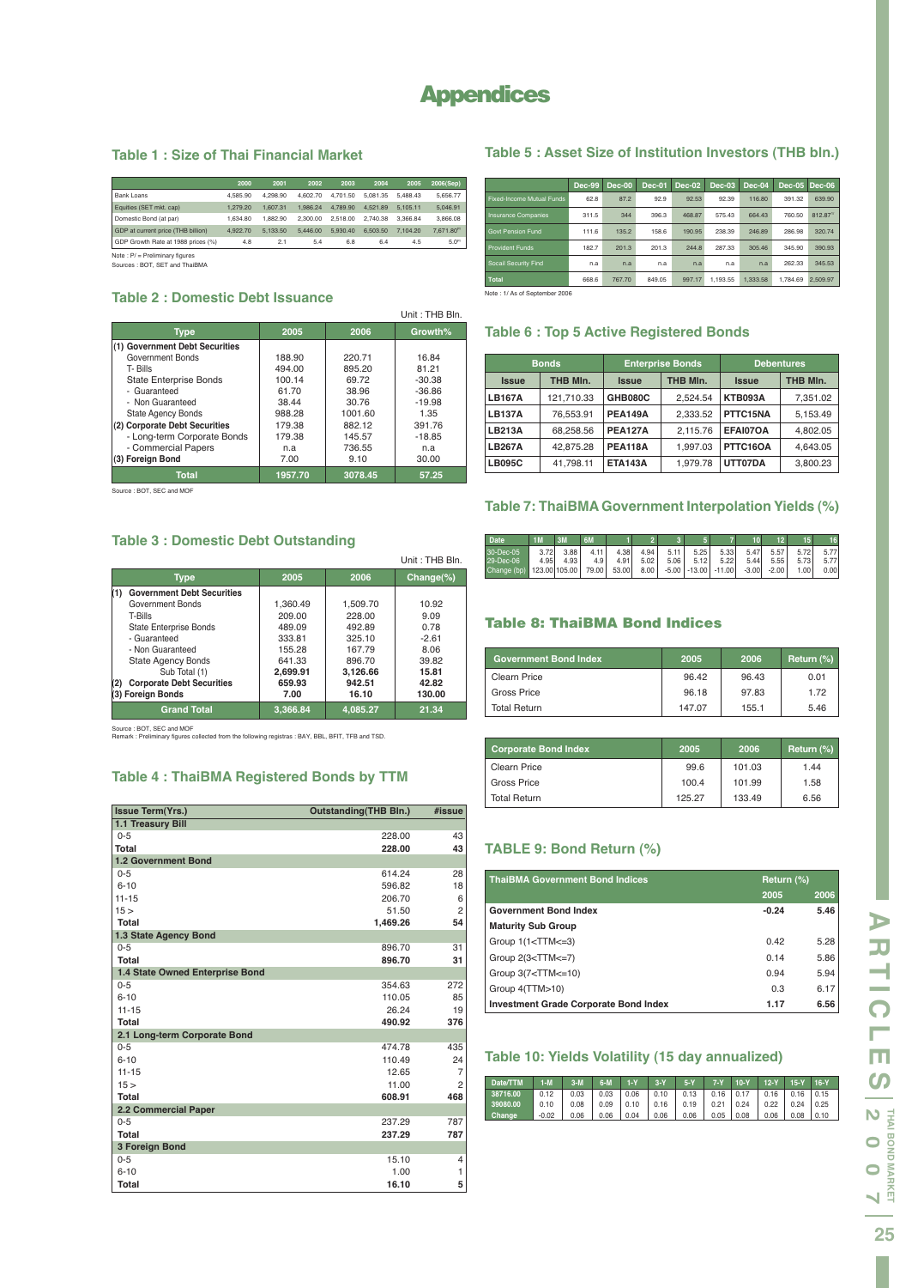# Appendices

## Table 1 : Size of Thai Financial Market

| | 2000 | 2001 | 2002 | 2003 | 2004 | 2005 | 2006(Sep) |
|---|---|---|---|---|---|---|---|
| Bank Loans | 4,585.90 | 4,298.90 | 4,602.70 | 4,701.50 | 5,081.35 | 5,488.43 | 5,656.77 |
| Equities (SET mkt. cap) | 1,279.20 | 1,607.31 | 1,986.24 | 4,789.90 | 4,521.89 | 5,105.11 | 5,046.91 |
| Domestic Bond (at par) | 1,634.80 | 1,882.90 | 2,300.00 | 2,518.00 | 2,740.38 | 3,366.84 | 3,866.08 |
| GDP at current price (THB billion) | 4,922.70 | 5,133.50 | 5,446.00 | 5,930.40 | 6,503.50 | 7,104.20 | 7,671.80P |
| GDP Growth Rate at 1988 prices (%) | 4.8 | 2.1 | 5.4 | 6.8 | 6.4 | 4.5 | 5.0P |

Note : P/ = Preliminary figures
Sources : BOT, SET and ThaiBMA

## Table 2 : Domestic Debt Issuance

Unit : THB Bln.

| Type | 2005 | 2006 | Growth% |
|---|---|---|---|
| **(1) Government Debt Securities** | | | |
| Government Bonds | 188.90 | 220.71 | 16.84 |
| T- Bills | 494.00 | 895.20 | 81.21 |
| State Enterprise Bonds | 100.14 | 69.72 | -30.38 |
| - Guaranteed | 61.70 | 38.96 | -36.86 |
| - Non Guaranteed | 38.44 | 30.76 | -19.98 |
| State Agency Bonds | 988.28 | 1001.60 | 1.35 |
| **(2) Corporate Debt Securities** | 179.38 | 882.12 | 391.76 |
| - Long-term Corporate Bonds | 179.38 | 145.57 | -18.85 |
| - Commercial Papers | n.a | 736.55 | n.a |
| **(3) Foreign Bond** | 7.00 | 9.10 | 30.00 |
| **Total** | **1957.70** | **3078.45** | **57.25** |

Source : BOT, SEC and MOF

## Table 3 : Domestic Debt Outstanding

Unit : THB Bln.

| Type | 2005 | 2006 | Change(%) |
|---|---|---|---|
| **(1) Government Debt Securities** | | | |
| Government Bonds | 1,360.49 | 1,509.70 | 10.92 |
| T-Bills | 209.00 | 228.00 | 9.09 |
| State Enterprise Bonds | 489.09 | 492.89 | 0.78 |
| - Guaranteed | 333.81 | 325.10 | -2.61 |
| - Non Guaranteed | 155.28 | 167.79 | 8.06 |
| State Agency Bonds | 641.33 | 896.70 | 39.82 |
| **Sub Total (1)** | **2,699.91** | **3,126.66** | **15.81** |
| **(2) Corporate Debt Securities** | **659.93** | **942.51** | **42.82** |
| **(3) Foreign Bonds** | **7.00** | **16.10** | **130.00** |
| **Grand Total** | **3,366.84** | **4,085.27** | **21.34** |

Source : BOT, SEC and MOF
Remark : Preliminary figures collected from the following registras : BAY, BBL, BFIT, TFB and TSD.

## Table 4 : ThaiBMA Registered Bonds by TTM

| Issue Term(Yrs.) | Outstanding(THB Bln.) | #issue |
|---|---|---|
| **1.1 Treasury Bill** | | |
| 0-5 | 228.00 | 43 |
| **Total** | **228.00** | **43** |
| **1.2 Government Bond** | | |
| 0-5 | 614.24 | 28 |
| 6-10 | 596.82 | 18 |
| 11-15 | 206.70 | 6 |
| 15 > | 51.50 | 2 |
| **Total** | **1,469.26** | **54** |
| **1.3 State Agency Bond** | | |
| 0-5 | 896.70 | 31 |
| **Total** | **896.70** | **31** |
| **1.4 State Owned Enterprise Bond** | | |
| 0-5 | 354.63 | 272 |
| 6-10 | 110.05 | 85 |
| 11-15 | 26.24 | 19 |
| **Total** | **490.92** | **376** |
| **2.1 Long-term Corporate Bond** | | |
| 0-5 | 474.78 | 435 |
| 6-10 | 110.49 | 24 |
| 11-15 | 12.65 | 7 |
| 15 > | 11.00 | 2 |
| **Total** | **608.91** | **468** |
| **2.2 Commercial Paper** | | |
| 0-5 | 237.29 | 787 |
| **Total** | **237.29** | **787** |
| **3 Foreign Bond** | | |
| 0-5 | 15.10 | 4 |
| 6-10 | 1.00 | 1 |
| **Total** | **16.10** | **5** |

## Table 5 : Asset Size of Institution Investors (THB bln.)

| | Dec-99 | Dec-00 | Dec-01 | Dec-02 | Dec-03 | Dec-04 | Dec-05 | Dec-06 |
|---|---|---|---|---|---|---|---|---|
| Fixed-Income Mutual Funds | 62.8 | 87.2 | 92.9 | 92.53 | 92.39 | 116.80 | 391.32 | 639.90 |
| Insurance Companies | 311.5 | 344 | 396.3 | 468.87 | 575.43 | 664.43 | 760.50 | 812.87[1] |
| Govt Pension Fund | 111.6 | 135.2 | 158.6 | 190.95 | 238.39 | 246.89 | 286.98 | 320.74 |
| Provident Funds | 182.7 | 201.3 | 201.3 | 244.8 | 287.33 | 305.46 | 345.90 | 390.93 |
| Socail Security Find | n.a | n.a | n.a | n.a | n.a | n.a | 262.33 | 345.53 |
| Total | 668.6 | 767.70 | 849.05 | 997.17 | 1,193.55 | 1,333.58 | 1,784.69 | 2,509.97 |

Note : 1/ As of September 2006

## Table 6 : Top 5 Active Registered Bonds

| Bonds | | Enterprise Bonds | | Debentures | |
|---|---|---|---|---|---|
| Issue | THB Mln. | Issue | THB Mln. | Issue | THB Mln. |
| LB167A | 121,710.33 | GHB080C | 2,524.54 | KTB093A | 7,351.02 |
| LB137A | 76,553.91 | PEA149A | 2,333.52 | PTTC15NA | 5,153.49 |
| LB213A | 68,258.56 | PEA127A | 2,115.76 | EFAI07OA | 4,802.05 |
| LB267A | 42,875.28 | PEA118A | 1,997.03 | PTTC16OA | 4,643.05 |
| LB095C | 41,798.11 | ETA143A | 1,979.78 | UTT07DA | 3,800.23 |

## Table 7: ThaiBMA Government Interpolation Yields (%)

| Date | 1M | 3M | 6M | 1 | 2 | 3 | 5 | 7 | 10 | 12 | 15 | 16 |
|---|---|---|---|---|---|---|---|---|---|---|---|---|
| 30-Dec-05 | 3.72 | 3.88 | 4.11 | 4.38 | 4.94 | 5.11 | 5.25 | 5.33 | 5.47 | 5.57 | 5.72 | 5.77 |
| 29-Dec-06 | 4.95 | 4.93 | 4.9 | 4.91 | 5.02 | 5.06 | 5.12 | 5.22 | 5.44 | 5.55 | 5.73 | 5.77 |
| Change (bp) | 123.00 | 105.00 | 79.00 | 53.00 | 8.00 | -5.00 | -13.00 | -11.00 | -3.00 | -2.00 | 1.00 | 0.00 |

## Table 8: ThaiBMA Bond Indices

| Government Bond Index | 2005 | 2006 | Return (%) |
|---|---|---|---|
| Clearn Price | 96.42 | 96.43 | 0.01 |
| Gross Price | 96.18 | 97.83 | 1.72 |
| Total Return | 147.07 | 155.1 | 5.46 |

| Corporate Bond Index | 2005 | 2006 | Return (%) |
|---|---|---|---|
| Clearn Price | 99.6 | 101.03 | 1.44 |
| Gross Price | 100.4 | 101.99 | 1.58 |
| Total Return | 125.27 | 133.49 | 6.56 |

## TABLE 9: Bond Return (%)

| ThaiBMA Government Bond Indices | Return (%) 2005 | 2006 |
|---|---|---|
| **Government Bond Index** | **-0.24** | **5.46** |
| **Maturity Sub Group** | | |
| Group 1(1<TTM<=3) | 0.42 | 5.28 |
| Group 2(3<TTM<=7) | 0.14 | 5.86 |
| Group 3(7<TTM<=10) | 0.94 | 5.94 |
| Group 4(TTM>10) | 0.3 | 6.17 |
| **Investment Grade Corporate Bond Index** | **1.17** | **6.56** |

## Table 10: Yields Volatility (15 day annualized)

| Date/TTM | 1-M | 3-M | 6-M | 1-Y | 3-Y | 5-Y | 7-Y | 10-Y | 12-Y | 15-Y | 16-Y |
|---|---|---|---|---|---|---|---|---|---|---|---|
| 38716.00 | 0.12 | 0.03 | 0.03 | 0.06 | 0.10 | 0.13 | 0.16 | 0.17 | 0.16 | 0.16 | 0.15 |
| 39080.00 | 0.10 | 0.08 | 0.09 | 0.10 | 0.16 | 0.19 | 0.21 | 0.24 | 0.22 | 0.24 | 0.25 |
| Change | -0.02 | 0.06 | 0.06 | 0.04 | 0.06 | 0.06 | 0.05 | 0.08 | 0.06 | 0.08 | 0.10 |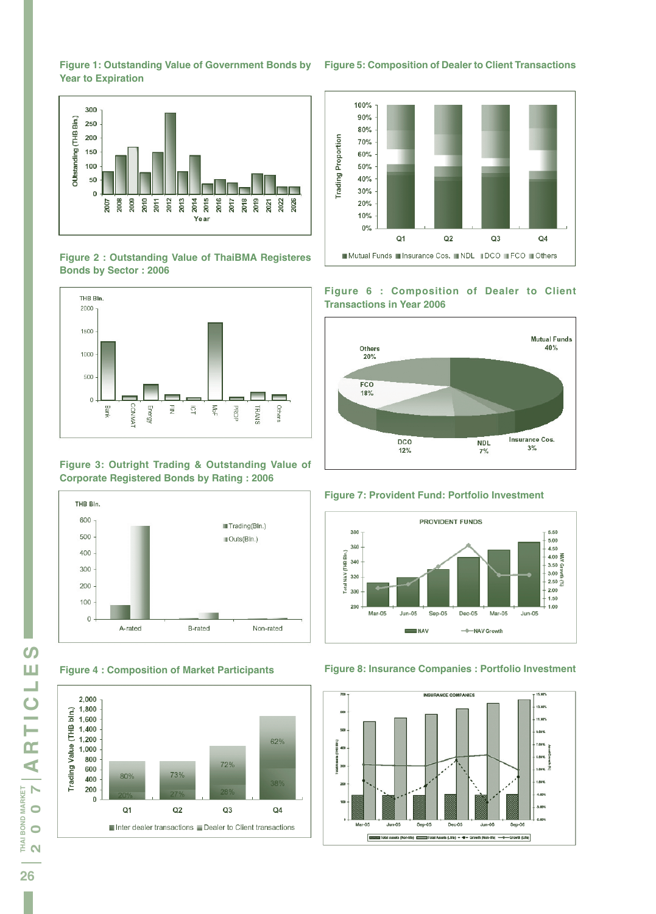**Figure 1: Outstanding Value of Government Bonds by Year to Expiration**

**Figure 2 : Outstanding Value of ThaiBMA Registeres Bonds by Sector : 2006**

**Figure 3: Outright Trading & Outstanding Value of Corporate Registered Bonds by Rating : 2006**

**Figure 4 : Composition of Market Participants**

**Figure 5: Composition of Dealer to Client Transactions**

**Figure 6 : Composition of Dealer to Client Transactions in Year 2006**

**Figure 7: Provident Fund: Portfolio Investment**

**Figure 8: Insurance Companies : Portfolio Investment**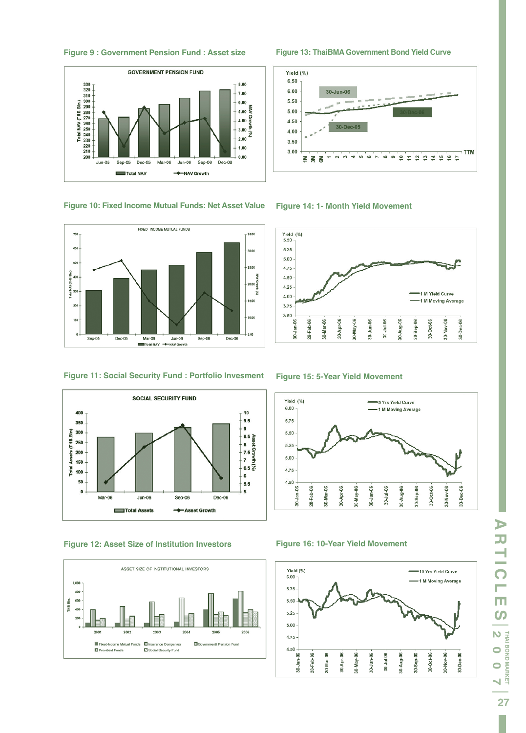### Figure 9 : Government Pension Fund : Asset size

### Figure 10: Fixed Income Mutual Funds: Net Asset Value

### Figure 11: Social Security Fund : Portfolio Invesment

### Figure 12: Asset Size of Institution Investors

### Figure 13: ThaiBMA Government Bond Yield Curve

### Figure 14: 1- Month Yield Movement

### Figure 15: 5-Year Yield Movement

### Figure 16: 10-Year Yield Movement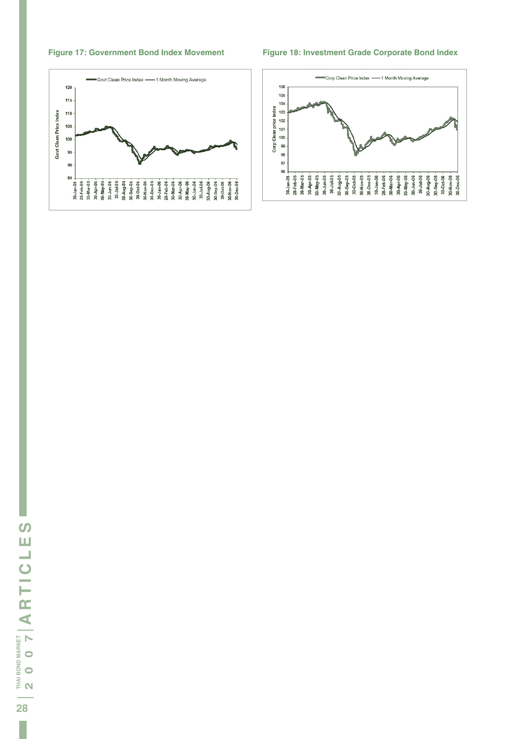**Figure 17: Government Bond Index Movement**

Govt Clean Price Index — 1 Month Moving Average

Govt Clean Price Index

120
115
110
105
100
95
90
85

30-Jan-05
28-Feb-05
30-Mar-05
30-Apr-05
30-May-05
30-Jun-05
30-Jul-05
30-Aug-05
30-Sep-05
30-Oct-05
30-Nov-05
30-Dec-05
30-Jan-06
28-Feb-06
30-Mar-06
30-Apr-06
30-May-06
30-Jun-06
30-Jul-06
30-Aug-06
30-Sep-06
30-Oct-06
30-Nov-06
30-Dec-06

**Figure 18: Investment Grade Corporate Bond Index**

Corp Clean Price Index — 1 Month Moving Average

Corp Clean price Index

106
105
104
103
102
101
100
99
98
97
96

30-Jan-05
28-Feb-05
30-Mar-05
30-Apr-05
30-May-05
30-Jun-05
30-Jul-05
30-Aug-05
30-Sep-05
30-Oct-05
30-Nov-05
30-Dec-05
30-Jan-06
28-Feb-06
30-Mar-06
30-Apr-06
30-May-06
30-Jun-06
30-Jul-06
30-Aug-06
30-Sep-06
30-Oct-06
30-Nov-06
30-Dec-06